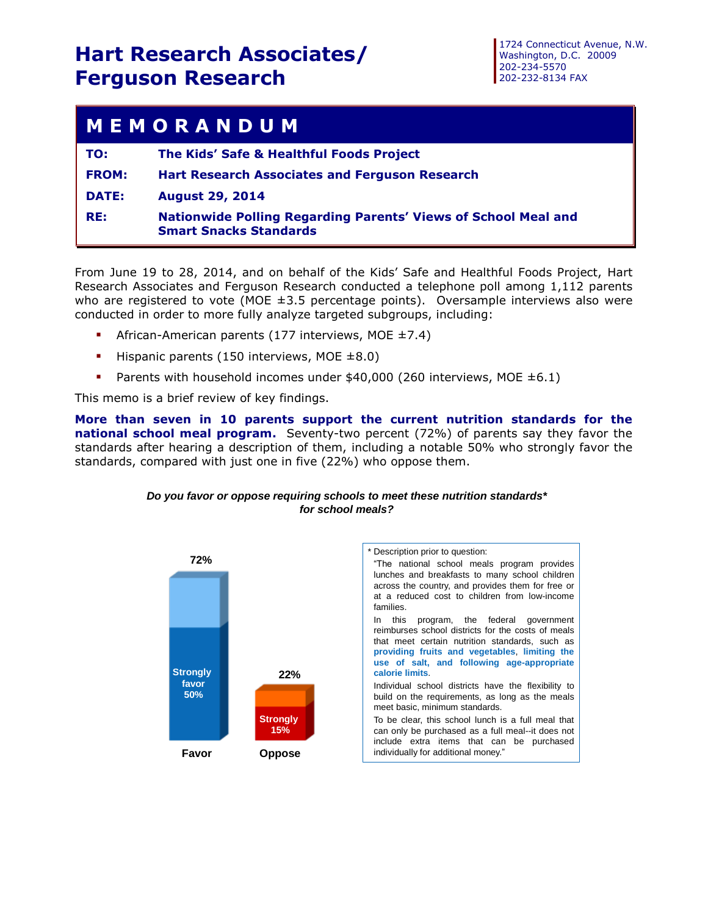# Hart Research Associates/ Ferguson Research

1724 Connecticut Avenue, N.W.
Washington, D.C. 20009
202-234-5570
202-232-8134 FAX

## MEMORANDUM

**TO:** The Kids' Safe & Healthful Foods Project

**FROM:** Hart Research Associates and Ferguson Research

**DATE:** August 29, 2014

**RE:** Nationwide Polling Regarding Parents' Views of School Meal and Smart Snacks Standards

From June 19 to 28, 2014, and on behalf of the Kids' Safe and Healthful Foods Project, Hart Research Associates and Ferguson Research conducted a telephone poll among 1,112 parents who are registered to vote (MOE ±3.5 percentage points). Oversample interviews also were conducted in order to more fully analyze targeted subgroups, including:

- African-American parents (177 interviews, MOE ±7.4)
- Hispanic parents (150 interviews, MOE ±8.0)
- Parents with household incomes under $40,000 (260 interviews, MOE ±6.1)

This memo is a brief review of key findings.

**More than seven in 10 parents support the current nutrition standards for the national school meal program.** Seventy-two percent (72%) of parents say they favor the standards after hearing a description of them, including a notable 50% who strongly favor the standards, compared with just one in five (22%) who oppose them.

***Do you favor or oppose requiring schools to meet these nutrition standards\* for school meals?***

| | Favor | Oppose |
|---|---|---|
| Total | 72% | 22% |
| Strongly | 50% | 15% |

\* Description prior to question:

"The national school meals program provides lunches and breakfasts to many school children across the country, and provides them for free or at a reduced cost to children from low-income families.

In this program, the federal government reimburses school districts for the costs of meals that meet certain nutrition standards, such as **providing fruits and vegetables**, **limiting the use of salt, and following age-appropriate calorie limits**.

Individual school districts have the flexibility to build on the requirements, as long as the meals meet basic, minimum standards.

To be clear, this school lunch is a full meal that can only be purchased as a full meal--it does not include extra items that can be purchased individually for additional money."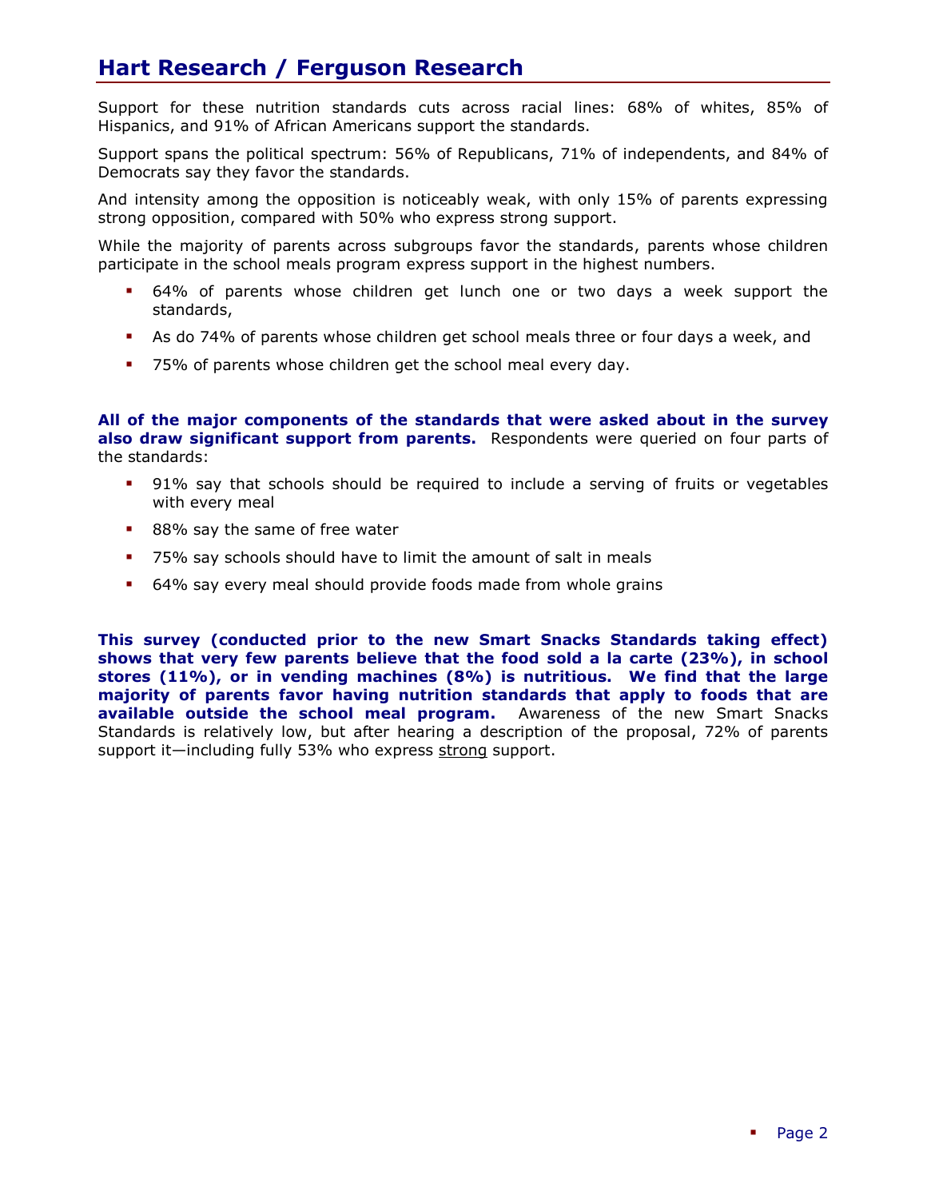Support for these nutrition standards cuts across racial lines: 68% of whites, 85% of Hispanics, and 91% of African Americans support the standards.

Support spans the political spectrum: 56% of Republicans, 71% of independents, and 84% of Democrats say they favor the standards.

And intensity among the opposition is noticeably weak, with only 15% of parents expressing strong opposition, compared with 50% who express strong support.

While the majority of parents across subgroups favor the standards, parents whose children participate in the school meals program express support in the highest numbers.

- 64% of parents whose children get lunch one or two days a week support the standards,
- As do 74% of parents whose children get school meals three or four days a week, and
- 75% of parents whose children get the school meal every day.

**All of the major components of the standards that were asked about in the survey also draw significant support from parents.** Respondents were queried on four parts of the standards:

- 91% say that schools should be required to include a serving of fruits or vegetables with every meal
- 88% say the same of free water
- 75% say schools should have to limit the amount of salt in meals
- 64% say every meal should provide foods made from whole grains

**This survey (conducted prior to the new Smart Snacks Standards taking effect) shows that very few parents believe that the food sold a la carte (23%), in school stores (11%), or in vending machines (8%) is nutritious. We find that the large majority of parents favor having nutrition standards that apply to foods that are available outside the school meal program.** Awareness of the new Smart Snacks Standards is relatively low, but after hearing a description of the proposal, 72% of parents support it—including fully 53% who express <u>strong</u> support.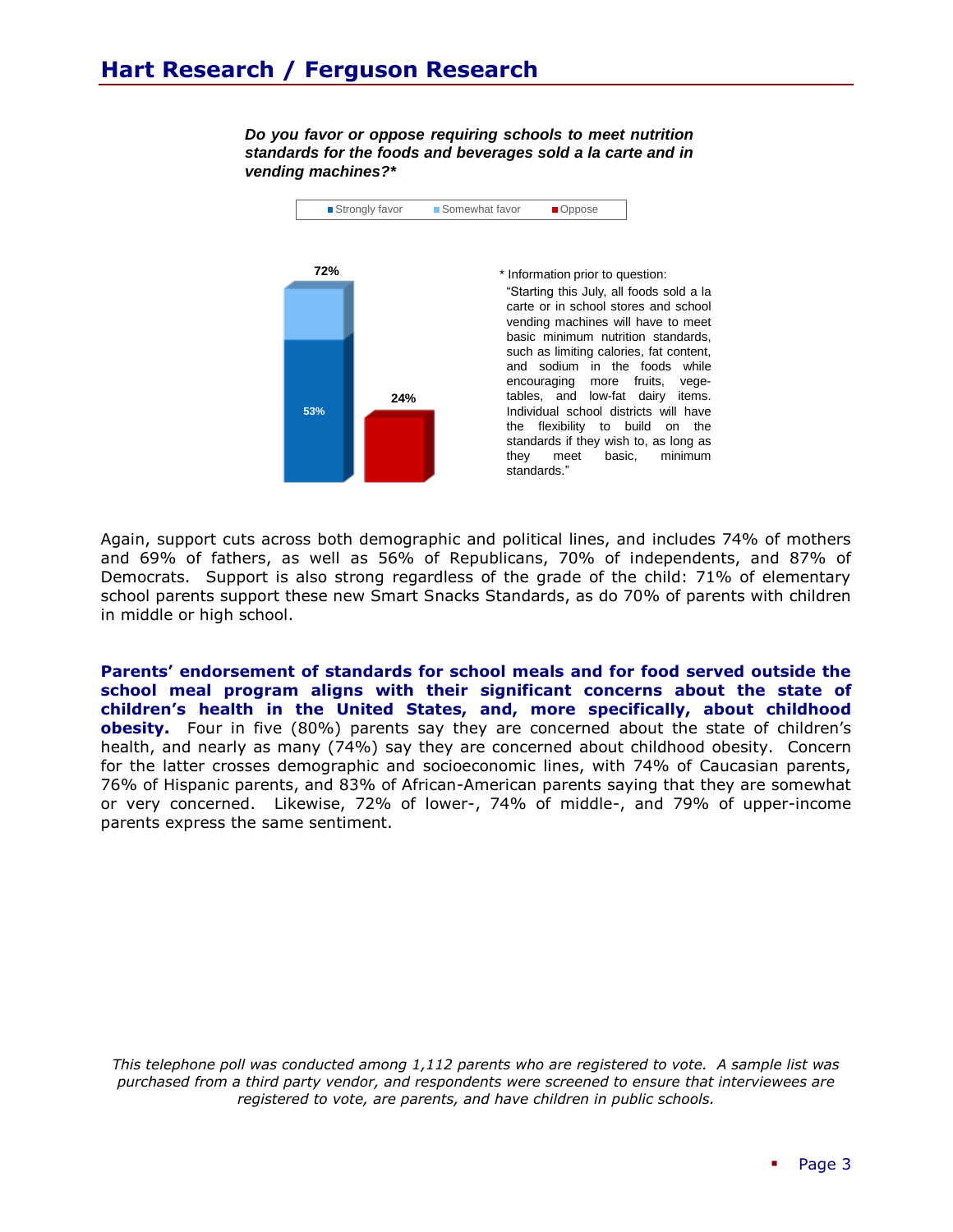***Do you favor or oppose requiring schools to meet nutrition standards for the foods and beverages sold a la carte and in vending machines?****

Strongly favor
Somewhat favor
Oppose

72%
53%
24%

\* Information prior to question:
"Starting this July, all foods sold a la carte or in school stores and school vending machines will have to meet basic minimum nutrition standards, such as limiting calories, fat content, and sodium in the foods while encouraging more fruits, vegetables, and low-fat dairy items. Individual school districts will have the flexibility to build on the standards if they wish to, as long as they meet basic, minimum standards."

Again, support cuts across both demographic and political lines, and includes 74% of mothers and 69% of fathers, as well as 56% of Republicans, 70% of independents, and 87% of Democrats. Support is also strong regardless of the grade of the child: 71% of elementary school parents support these new Smart Snacks Standards, as do 70% of parents with children in middle or high school.

**Parents' endorsement of standards for school meals and for food served outside the school meal program aligns with their significant concerns about the state of children's health in the United States, and, more specifically, about childhood obesity.** Four in five (80%) parents say they are concerned about the state of children's health, and nearly as many (74%) say they are concerned about childhood obesity. Concern for the latter crosses demographic and socioeconomic lines, with 74% of Caucasian parents, 76% of Hispanic parents, and 83% of African-American parents saying that they are somewhat or very concerned. Likewise, 72% of lower-, 74% of middle-, and 79% of upper-income parents express the same sentiment.

*This telephone poll was conducted among 1,112 parents who are registered to vote. A sample list was purchased from a third party vendor, and respondents were screened to ensure that interviewees are registered to vote, are parents, and have children in public schools.*